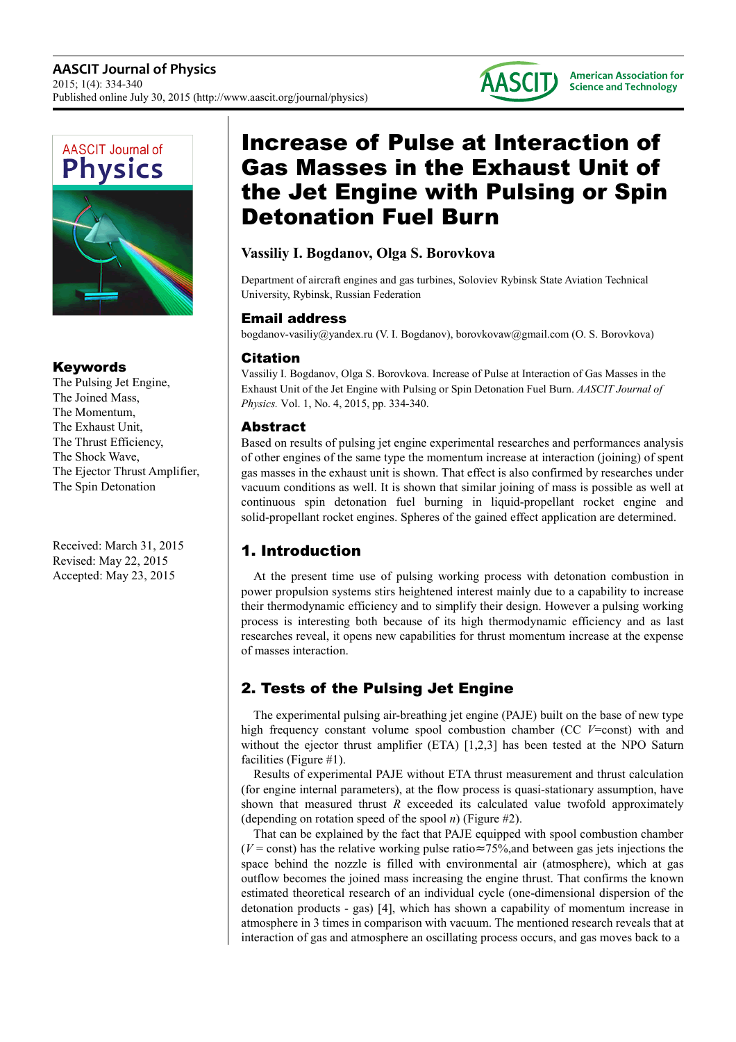# Increase of Pulse at Interaction of Gas Masses in the Exhaust Unit of the Jet Engine with Pulsing or Spin Detonation Fuel Burn

**Vassiliy I. Bogdanov, Olga S. Borovkova**

Department of aircraft engines and gas turbines, Soloviev Rybinsk State Aviation Technical University, Rybinsk, Russian Federation

## Email address

bogdanov-vasiliy@yandex.ru (V. I. Bogdanov), borovkovaw@gmail.com (O. S. Borovkova)

## Citation

Vassiliy I. Bogdanov, Olga S. Borovkova. Increase of Pulse at Interaction of Gas Masses in the Exhaust Unit of the Jet Engine with Pulsing or Spin Detonation Fuel Burn. *AASCIT Journal of Physics.* Vol. 1, No. 4, 2015, pp. 334-340.

## Keywords

The Pulsing Jet Engine, The Joined Mass, The Momentum, The Exhaust Unit, The Thrust Efficiency, The Shock Wave, The Ejector Thrust Amplifier, The Spin Detonation

Received: March 31, 2015
Revised: May 22, 2015
Accepted: May 23, 2015

## Abstract

Based on results of pulsing jet engine experimental researches and performances analysis of other engines of the same type the momentum increase at interaction (joining) of spent gas masses in the exhaust unit is shown. That effect is also confirmed by researches under vacuum conditions as well. It is shown that similar joining of mass is possible as well at continuous spin detonation fuel burning in liquid-propellant rocket engine and solid-propellant rocket engines. Spheres of the gained effect application are determined.

## 1. Introduction

At the present time use of pulsing working process with detonation combustion in power propulsion systems stirs heightened interest mainly due to a capability to increase their thermodynamic efficiency and to simplify their design. However a pulsing working process is interesting both because of its high thermodynamic efficiency and as last researches reveal, it opens new capabilities for thrust momentum increase at the expense of masses interaction.

## 2. Tests of the Pulsing Jet Engine

The experimental pulsing air-breathing jet engine (PAJE) built on the base of new type high frequency constant volume spool combustion chamber (CC $V$=const) with and without the ejector thrust amplifier (ETA) [1,2,3] has been tested at the NPO Saturn facilities (Figure #1).

Results of experimental PAJE without ETA thrust measurement and thrust calculation (for engine internal parameters), at the flow process is quasi-stationary assumption, have shown that measured thrust $R$ exceeded its calculated value twofold approximately (depending on rotation speed of the spool $n$) (Figure #2).

That can be explained by the fact that PAJE equipped with spool combustion chamber ($V$ = const) has the relative working pulse ratio≈75%,and between gas jets injections the space behind the nozzle is filled with environmental air (atmosphere), which at gas outflow becomes the joined mass increasing the engine thrust. That confirms the known estimated theoretical research of an individual cycle (one-dimensional dispersion of the detonation products - gas) [4], which has shown a capability of momentum increase in atmosphere in 3 times in comparison with vacuum. The mentioned research reveals that at interaction of gas and atmosphere an oscillating process occurs, and gas moves back to a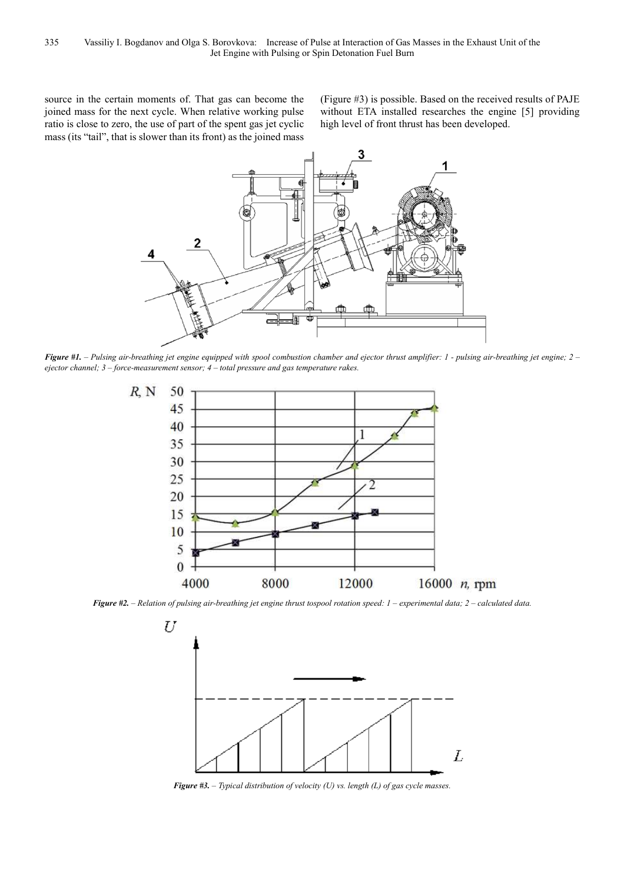source in the certain moments of. That gas can become the joined mass for the next cycle. When relative working pulse ratio is close to zero, the use of part of the spent gas jet cyclic mass (its "tail", that is slower than its front) as the joined mass (Figure #3) is possible. Based on the received results of PAJE without ETA installed researches the engine [5] providing high level of front thrust has been developed.

***Figure #1.*** *– Pulsing air-breathing jet engine equipped with spool combustion chamber and ejector thrust amplifier: 1 - pulsing air-breathing jet engine; 2 – ejector channel; 3 – force-measurement sensor; 4 – total pressure and gas temperature rakes.*

***Figure #2.*** *– Relation of pulsing air-breathing jet engine thrust tospool rotation speed: 1 – experimental data; 2 – calculated data.*

***Figure #3.*** *– Typical distribution of velocity (U) vs. length (L) of gas cycle masses.*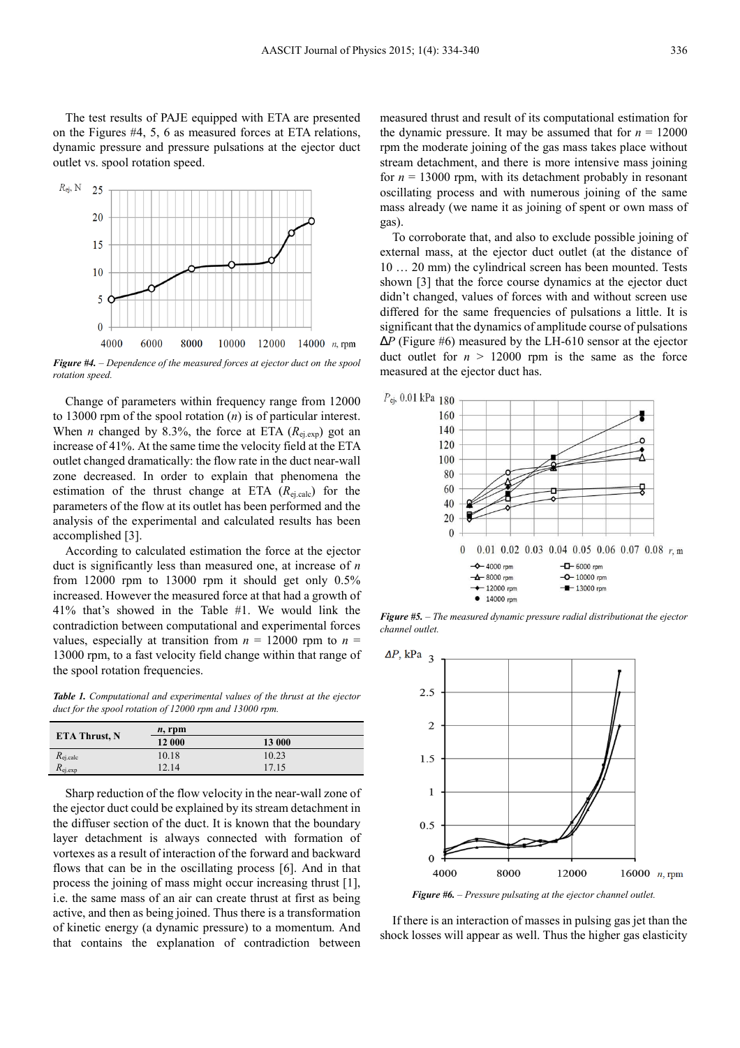The test results of PAJE equipped with ETA are presented on the Figures #4, 5, 6 as measured forces at ETA relations, dynamic pressure and pressure pulsations at the ejector duct outlet vs. spool rotation speed.

*Figure #4. – Dependence of the measured forces at ejector duct on the spool rotation speed.*

Change of parameters within frequency range from 12000 to 13000 rpm of the spool rotation ($n$) is of particular interest. When $n$ changed by 8.3%, the force at ETA ($R_{ej.exp}$) got an increase of 41%. At the same time the velocity field at the ETA outlet changed dramatically: the flow rate in the duct near-wall zone decreased. In order to explain that phenomena the estimation of the thrust change at ETA ($R_{ej.calc}$) for the parameters of the flow at its outlet has been performed and the analysis of the experimental and calculated results has been accomplished [3].

According to calculated estimation the force at the ejector duct is significantly less than measured one, at increase of $n$ from 12000 rpm to 13000 rpm it should get only 0.5% increased. However the measured force at that had a growth of 41% that's showed in the Table #1. We would link the contradiction between computational and experimental forces values, especially at transition from $n$ = 12000 rpm to $n$ = 13000 rpm, to a fast velocity field change within that range of the spool rotation frequencies.

*Table 1. Computational and experimental values of the thrust at the ejector duct for the spool rotation of 12000 rpm and 13000 rpm.*

| ETA Thrust, N | $n$, rpm | |
|---|---|---|
| | 12 000 | 13 000 |
| $R_{ej.calc}$ | 10.18 | 10.23 |
| $R_{ej.exp}$ | 12.14 | 17.15 |

Sharp reduction of the flow velocity in the near-wall zone of the ejector duct could be explained by its stream detachment in the diffuser section of the duct. It is known that the boundary layer detachment is always connected with formation of vortexes as a result of interaction of the forward and backward flows that can be in the oscillating process [6]. And in that process the joining of mass might occur increasing thrust [1], i.e. the same mass of an air can create thrust at first as being active, and then as being joined. Thus there is a transformation of kinetic energy (a dynamic pressure) to a momentum. And that contains the explanation of contradiction between measured thrust and result of its computational estimation for the dynamic pressure. It may be assumed that for $n$ = 12000 rpm the moderate joining of the gas mass takes place without stream detachment, and there is more intensive mass joining for $n$ = 13000 rpm, with its detachment probably in resonant oscillating process and with numerous joining of the same mass already (we name it as joining of spent or own mass of gas).

To corroborate that, and also to exclude possible joining of external mass, at the ejector duct outlet (at the distance of 10 … 20 mm) the cylindrical screen has been mounted. Tests shown [3] that the force course dynamics at the ejector duct didn't changed, values of forces with and without screen use differed for the same frequencies of pulsations a little. It is significant that the dynamics of amplitude course of pulsations $\Delta P$ (Figure #6) measured by the LH-610 sensor at the ejector duct outlet for $n$ > 12000 rpm is the same as the force measured at the ejector duct has.

*Figure #5. – The measured dynamic pressure radial distributionat the ejector channel outlet.*

*Figure #6. – Pressure pulsating at the ejector channel outlet.*

If there is an interaction of masses in pulsing gas jet than the shock losses will appear as well. Thus the higher gas elasticity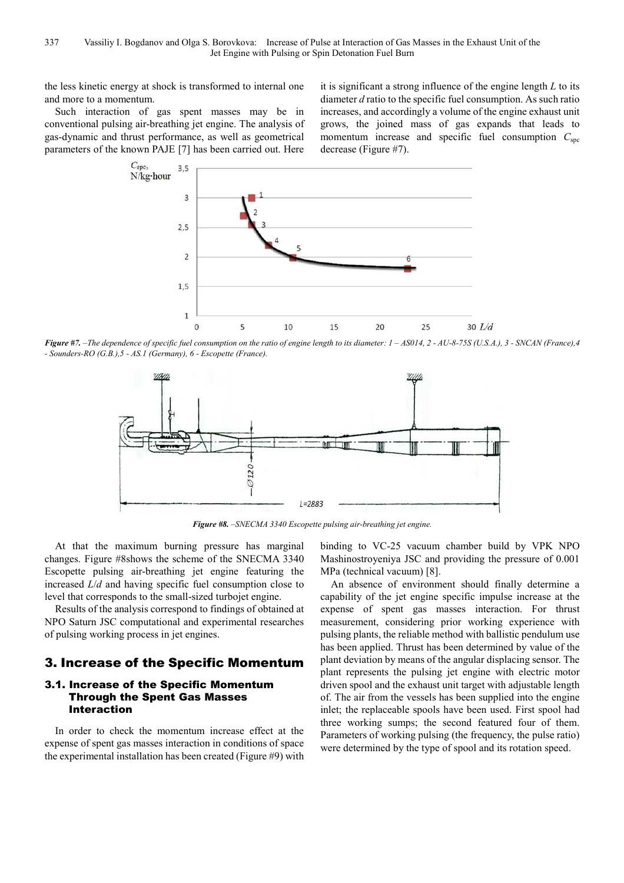the less kinetic energy at shock is transformed to internal one and more to a momentum.

Such interaction of gas spent masses may be in conventional pulsing air-breathing jet engine. The analysis of gas-dynamic and thrust performance, as well as geometrical parameters of the known PAJE [7] has been carried out. Here it is significant a strong influence of the engine length $L$ to its diameter $d$ ratio to the specific fuel consumption. As such ratio increases, and accordingly a volume of the engine exhaust unit grows, the joined mass of gas expands that leads to momentum increase and specific fuel consumption $C_{spc}$ decrease (Figure #7).

***Figure #7.*** *–The dependence of specific fuel consumption on the ratio of engine length to its diameter: 1 – AS014, 2 - AU-8-75S (U.S.A.), 3 - SNCAN (France),4 - Sounders-RO (G.B.),5 - AS.1 (Germany), 6 - Escopette (France).*

***Figure #8.*** *–SNECMA 3340 Escopette pulsing air-breathing jet engine.*

At that the maximum burning pressure has marginal changes. Figure #8shows the scheme of the SNECMA 3340 Escopette pulsing air-breathing jet engine featuring the increased $L/d$ and having specific fuel consumption close to level that corresponds to the small-sized turbojet engine.

Results of the analysis correspond to findings of obtained at NPO Saturn JSC computational and experimental researches of pulsing working process in jet engines.

## 3. Increase of the Specific Momentum

### 3.1. Increase of the Specific Momentum Through the Spent Gas Masses Interaction

In order to check the momentum increase effect at the expense of spent gas masses interaction in conditions of space the experimental installation has been created (Figure #9) with binding to VC-25 vacuum chamber build by VPK NPO Mashinostroyeniya JSC and providing the pressure of 0.001 MPa (technical vacuum) [8].

An absence of environment should finally determine a capability of the jet engine specific impulse increase at the expense of spent gas masses interaction. For thrust measurement, considering prior working experience with pulsing plants, the reliable method with ballistic pendulum use has been applied. Thrust has been determined by value of the plant deviation by means of the angular displacing sensor. The plant represents the pulsing jet engine with electric motor driven spool and the exhaust unit target with adjustable length of. The air from the vessels has been supplied into the engine inlet; the replaceable spools have been used. First spool had three working sumps; the second featured four of them. Parameters of working pulsing (the frequency, the pulse ratio) were determined by the type of spool and its rotation speed.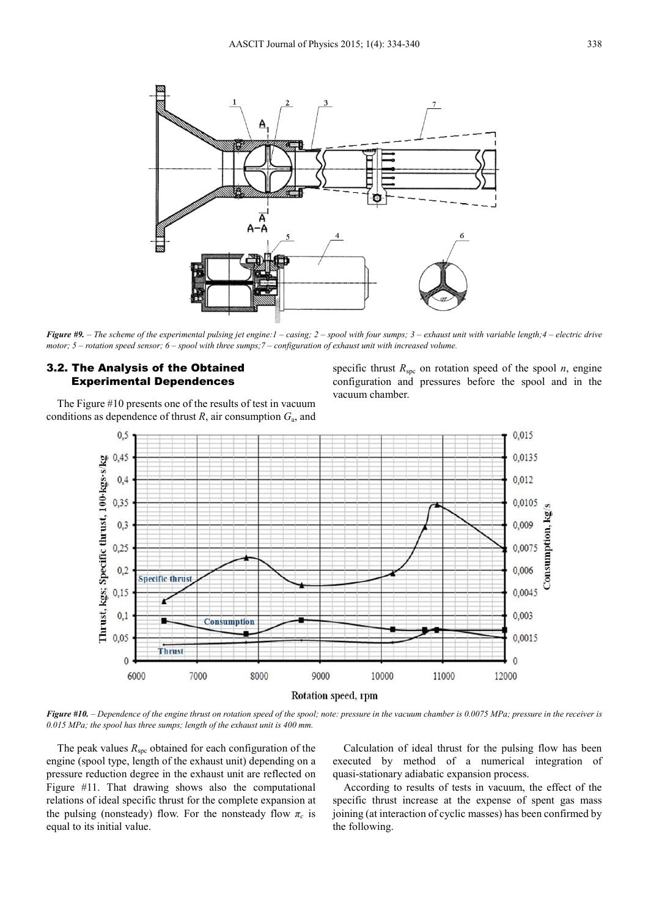*Figure #9. – The scheme of the experimental pulsing jet engine:1 – casing; 2 – spool with four sumps; 3 – exhaust unit with variable length;4 – electric drive motor; 5 – rotation speed sensor; 6 – spool with three sumps;7 – configuration of exhaust unit with increased volume.*

### 3.2. The Analysis of the Obtained Experimental Dependences

The Figure #10 presents one of the results of test in vacuum conditions as dependence of thrust $R$, air consumption $G_a$, and specific thrust $R_{spc}$ on rotation speed of the spool $n$, engine configuration and pressures before the spool and in the vacuum chamber.

*Figure #10. – Dependence of the engine thrust on rotation speed of the spool; note: pressure in the vacuum chamber is 0.0075 MPa; pressure in the receiver is 0.015 MPa; the spool has three sumps; length of the exhaust unit is 400 mm.*

The peak values $R_{spc}$ obtained for each configuration of the engine (spool type, length of the exhaust unit) depending on a pressure reduction degree in the exhaust unit are reflected on Figure #11. That drawing shows also the computational relations of ideal specific thrust for the complete expansion at the pulsing (nonsteady) flow. For the nonsteady flow $\pi_c$ is equal to its initial value.

Calculation of ideal thrust for the pulsing flow has been executed by method of a numerical integration of quasi-stationary adiabatic expansion process.

According to results of tests in vacuum, the effect of the specific thrust increase at the expense of spent gas mass joining (at interaction of cyclic masses) has been confirmed by the following.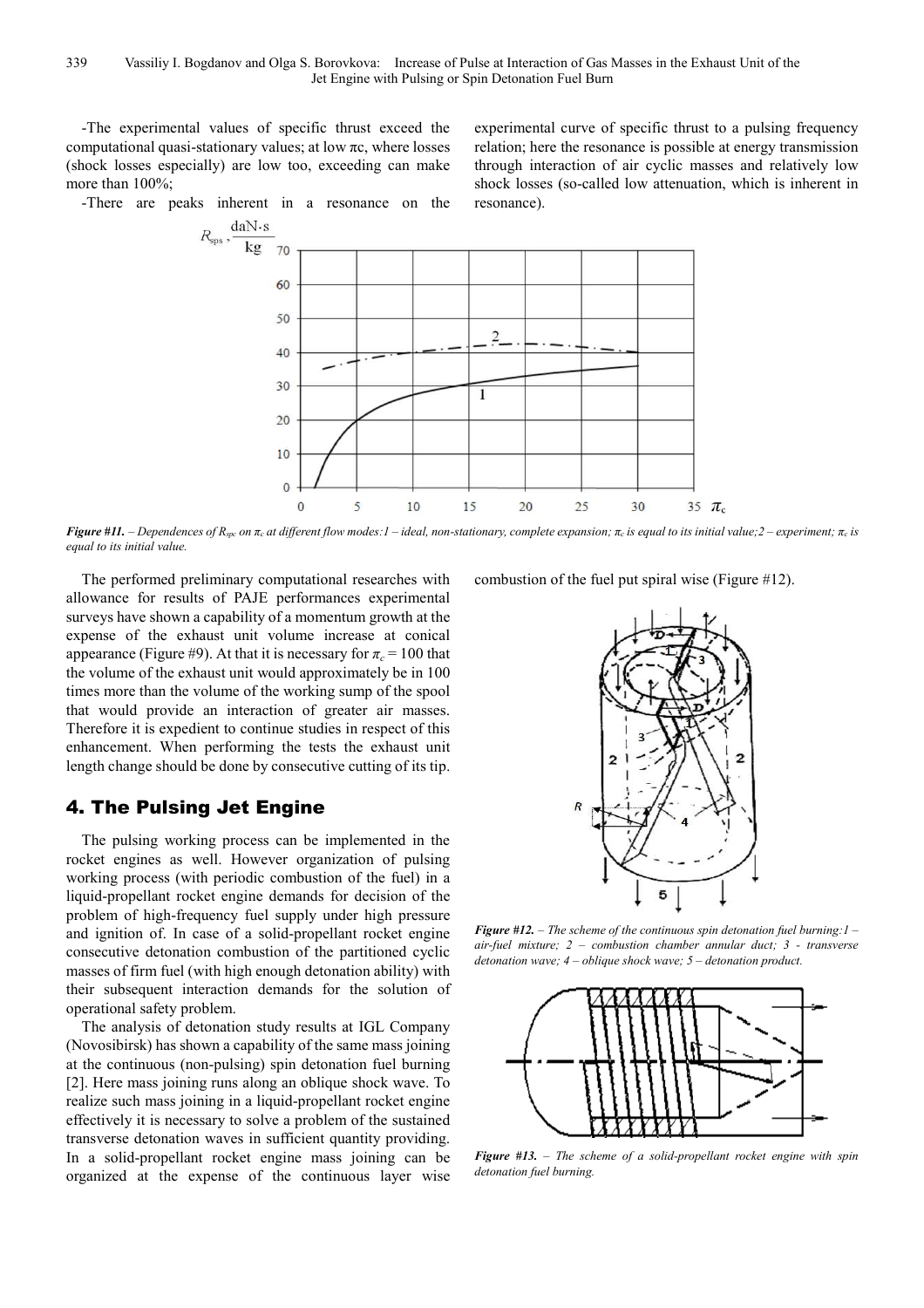-The experimental values of specific thrust exceed the computational quasi-stationary values; at low $\pi_c$, where losses (shock losses especially) are low too, exceeding can make more than 100%;

-There are peaks inherent in a resonance on the experimental curve of specific thrust to a pulsing frequency relation; here the resonance is possible at energy transmission through interaction of air cyclic masses and relatively low shock losses (so-called low attenuation, which is inherent in resonance).

***Figure #11.*** *– Dependences of $R_{spc}$ on $\pi_c$ at different flow modes: 1 – ideal, non-stationary, complete expansion; $\pi_c$ is equal to its initial value; 2 – experiment; $\pi_c$ is equal to its initial value.*

The performed preliminary computational researches with allowance for results of PAJE performances experimental surveys have shown a capability of a momentum growth at the expense of the exhaust unit volume increase at conical appearance (Figure #9). At that it is necessary for $\pi_c = 100$ that the volume of the exhaust unit would approximately be in 100 times more than the volume of the working sump of the spool that would provide an interaction of greater air masses. Therefore it is expedient to continue studies in respect of this enhancement. When performing the tests the exhaust unit length change should be done by consecutive cutting of its tip.

## 4. The Pulsing Jet Engine

The pulsing working process can be implemented in the rocket engines as well. However organization of pulsing working process (with periodic combustion of the fuel) in a liquid-propellant rocket engine demands for decision of the problem of high-frequency fuel supply under high pressure and ignition of. In case of a solid-propellant rocket engine consecutive detonation combustion of the partitioned cyclic masses of firm fuel (with high enough detonation ability) with their subsequent interaction demands for the solution of operational safety problem.

The analysis of detonation study results at IGL Company (Novosibirsk) has shown a capability of the same mass joining at the continuous (non-pulsing) spin detonation fuel burning [2]. Here mass joining runs along an oblique shock wave. To realize such mass joining in a liquid-propellant rocket engine effectively it is necessary to solve a problem of the sustained transverse detonation waves in sufficient quantity providing. In a solid-propellant rocket engine mass joining can be organized at the expense of the continuous layer wise combustion of the fuel put spiral wise (Figure #12).

***Figure #12.*** *– The scheme of the continuous spin detonation fuel burning: 1 – air-fuel mixture; 2 – combustion chamber annular duct; 3 - transverse detonation wave; 4 – oblique shock wave; 5 – detonation product.*

***Figure #13.*** *– The scheme of a solid-propellant rocket engine with spin detonation fuel burning.*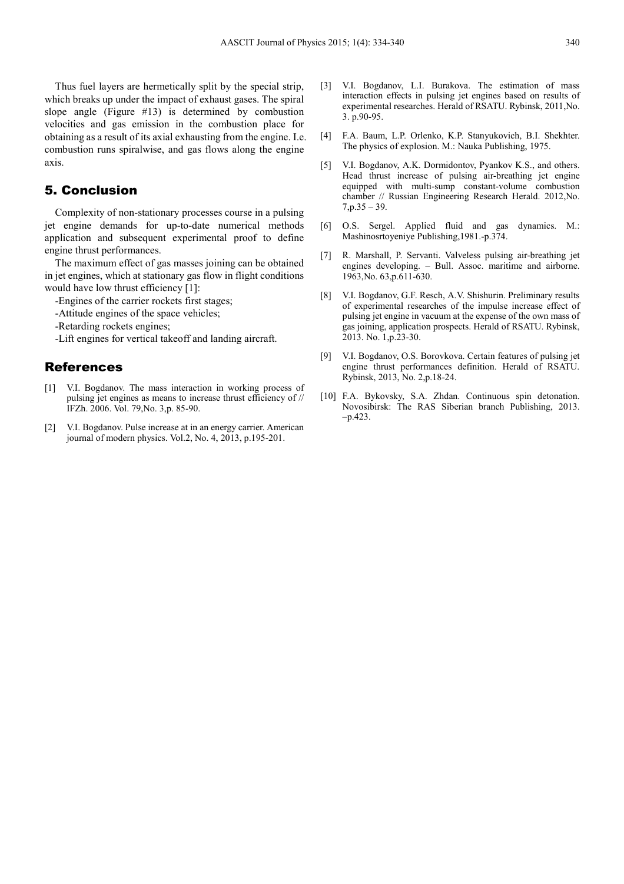Thus fuel layers are hermetically split by the special strip, which breaks up under the impact of exhaust gases. The spiral slope angle (Figure #13) is determined by combustion velocities and gas emission in the combustion place for obtaining as a result of its axial exhausting from the engine. I.e. combustion runs spiralwise, and gas flows along the engine axis.

## 5. Conclusion

Complexity of non-stationary processes course in a pulsing jet engine demands for up-to-date numerical methods application and subsequent experimental proof to define engine thrust performances.

The maximum effect of gas masses joining can be obtained in jet engines, which at stationary gas flow in flight conditions would have low thrust efficiency [1]:

-Engines of the carrier rockets first stages;

-Attitude engines of the space vehicles;

-Retarding rockets engines;

-Lift engines for vertical takeoff and landing aircraft.

## References

[1] V.I. Bogdanov. The mass interaction in working process of pulsing jet engines as means to increase thrust efficiency of // IFZh. 2006. Vol. 79,No. 3,p. 85-90.

[2] V.I. Bogdanov. Pulse increase at in an energy carrier. American journal of modern physics. Vol.2, No. 4, 2013, p.195-201.

[3] V.I. Bogdanov, L.I. Burakova. The estimation of mass interaction effects in pulsing jet engines based on results of experimental researches. Herald of RSATU. Rybinsk, 2011,No. 3. p.90-95.

[4] F.A. Baum, L.P. Orlenko, K.P. Stanyukovich, B.I. Shekhter. The physics of explosion. M.: Nauka Publishing, 1975.

[5] V.I. Bogdanov, A.K. Dormidontov, Pyankov K.S., and others. Head thrust increase of pulsing air-breathing jet engine equipped with multi-sump constant-volume combustion chamber // Russian Engineering Research Herald. 2012,No. 7,p.35 – 39.

[6] O.S. Sergel. Applied fluid and gas dynamics. M.: Mashinosrtoyeniye Publishing,1981.-p.374.

[7] R. Marshall, P. Servanti. Valveless pulsing air-breathing jet engines developing. – Bull. Assoc. maritime and airborne. 1963,No. 63,p.611-630.

[8] V.I. Bogdanov, G.F. Resch, A.V. Shishurin. Preliminary results of experimental researches of the impulse increase effect of pulsing jet engine in vacuum at the expense of the own mass of gas joining, application prospects. Herald of RSATU. Rybinsk, 2013. No. 1,p.23-30.

[9] V.I. Bogdanov, O.S. Borovkova. Certain features of pulsing jet engine thrust performances definition. Herald of RSATU. Rybinsk, 2013, No. 2,p.18-24.

[10] F.A. Bykovsky, S.A. Zhdan. Continuous spin detonation. Novosibirsk: The RAS Siberian branch Publishing, 2013. –p.423.